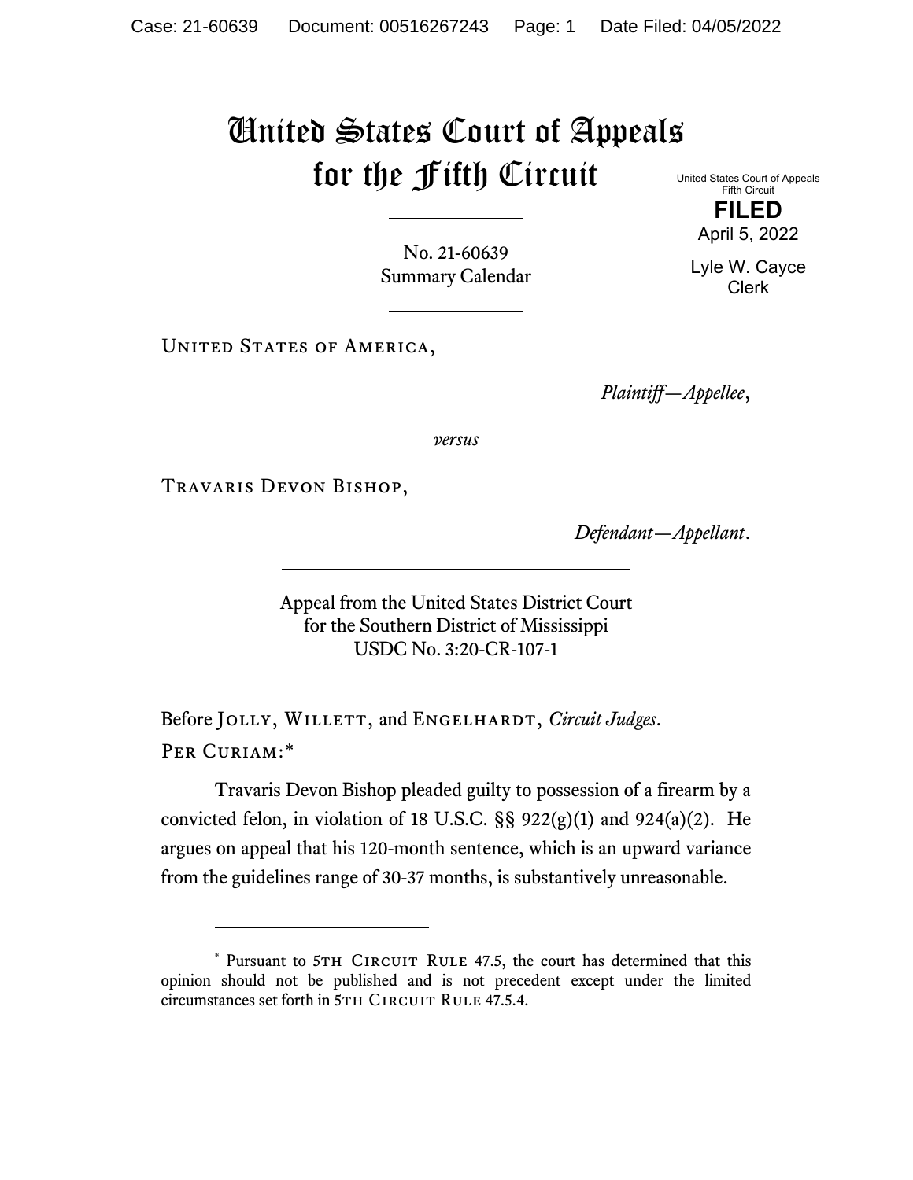# United States Court of Appeals for the Fifth Circuit

United States Court of Appeals
Fifth Circuit

**FILED**

April 5, 2022

Lyle W. Cayce
Clerk

No. 21-60639
Summary Calendar

United States of America,

*Plaintiff—Appellee*,

*versus*

Travaris Devon Bishop,

*Defendant—Appellant*.

Appeal from the United States District Court
for the Southern District of Mississippi
USDC No. 3:20-CR-107-1

Before Jolly, Willett, and Engelhardt, *Circuit Judges*.

Per Curiam:*

Travaris Devon Bishop pleaded guilty to possession of a firearm by a convicted felon, in violation of 18 U.S.C. §§ 922(g)(1) and 924(a)(2). He argues on appeal that his 120-month sentence, which is an upward variance from the guidelines range of 30-37 months, is substantively unreasonable.

---

* Pursuant to 5th Circuit Rule 47.5, the court has determined that this opinion should not be published and is not precedent except under the limited circumstances set forth in 5th Circuit Rule 47.5.4.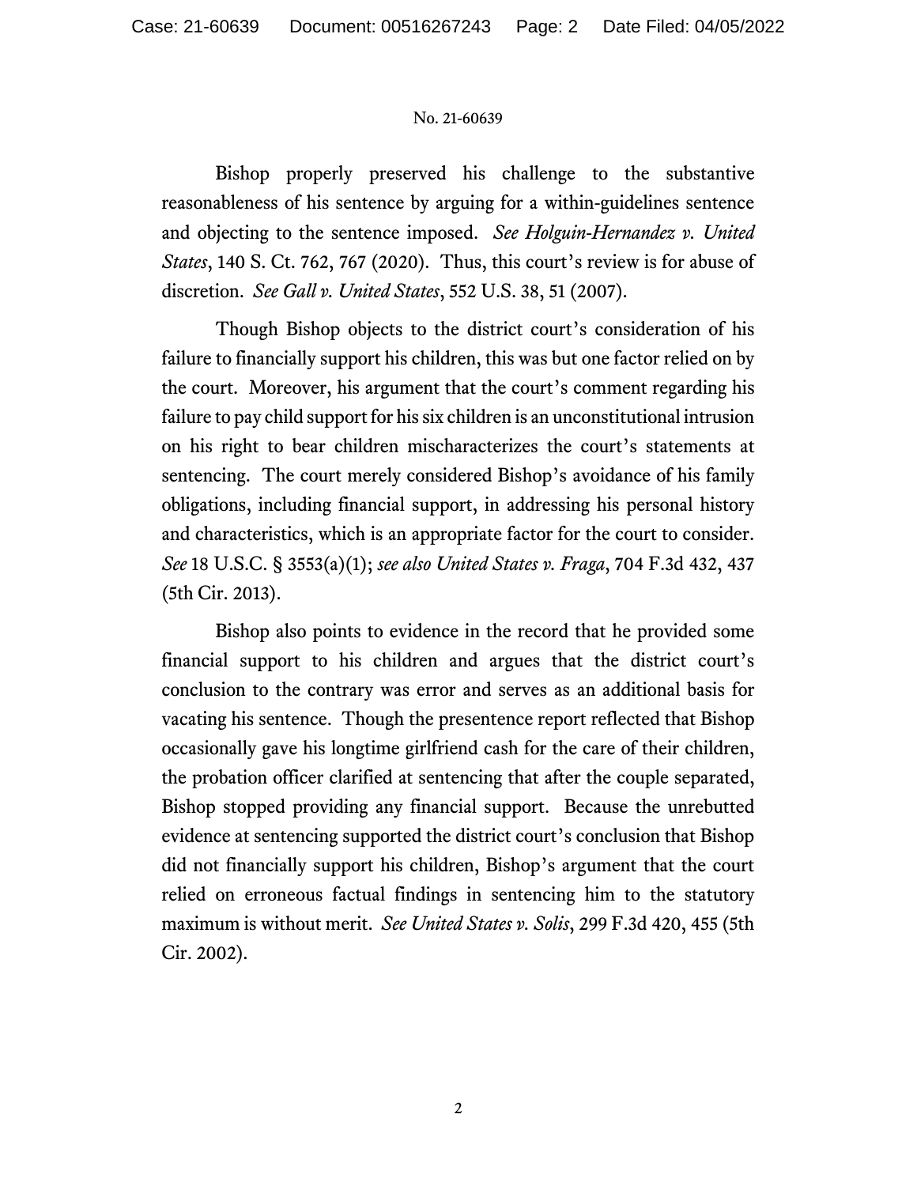Bishop properly preserved his challenge to the substantive reasonableness of his sentence by arguing for a within-guidelines sentence and objecting to the sentence imposed. *See Holguin-Hernandez v. United States*, 140 S. Ct. 762, 767 (2020). Thus, this court's review is for abuse of discretion. *See Gall v. United States*, 552 U.S. 38, 51 (2007).

Though Bishop objects to the district court's consideration of his failure to financially support his children, this was but one factor relied on by the court. Moreover, his argument that the court's comment regarding his failure to pay child support for his six children is an unconstitutional intrusion on his right to bear children mischaracterizes the court's statements at sentencing. The court merely considered Bishop's avoidance of his family obligations, including financial support, in addressing his personal history and characteristics, which is an appropriate factor for the court to consider. *See* 18 U.S.C. § 3553(a)(1); *see also United States v. Fraga*, 704 F.3d 432, 437 (5th Cir. 2013).

Bishop also points to evidence in the record that he provided some financial support to his children and argues that the district court's conclusion to the contrary was error and serves as an additional basis for vacating his sentence. Though the presentence report reflected that Bishop occasionally gave his longtime girlfriend cash for the care of their children, the probation officer clarified at sentencing that after the couple separated, Bishop stopped providing any financial support. Because the unrebutted evidence at sentencing supported the district court's conclusion that Bishop did not financially support his children, Bishop's argument that the court relied on erroneous factual findings in sentencing him to the statutory maximum is without merit. *See United States v. Solis*, 299 F.3d 420, 455 (5th Cir. 2002).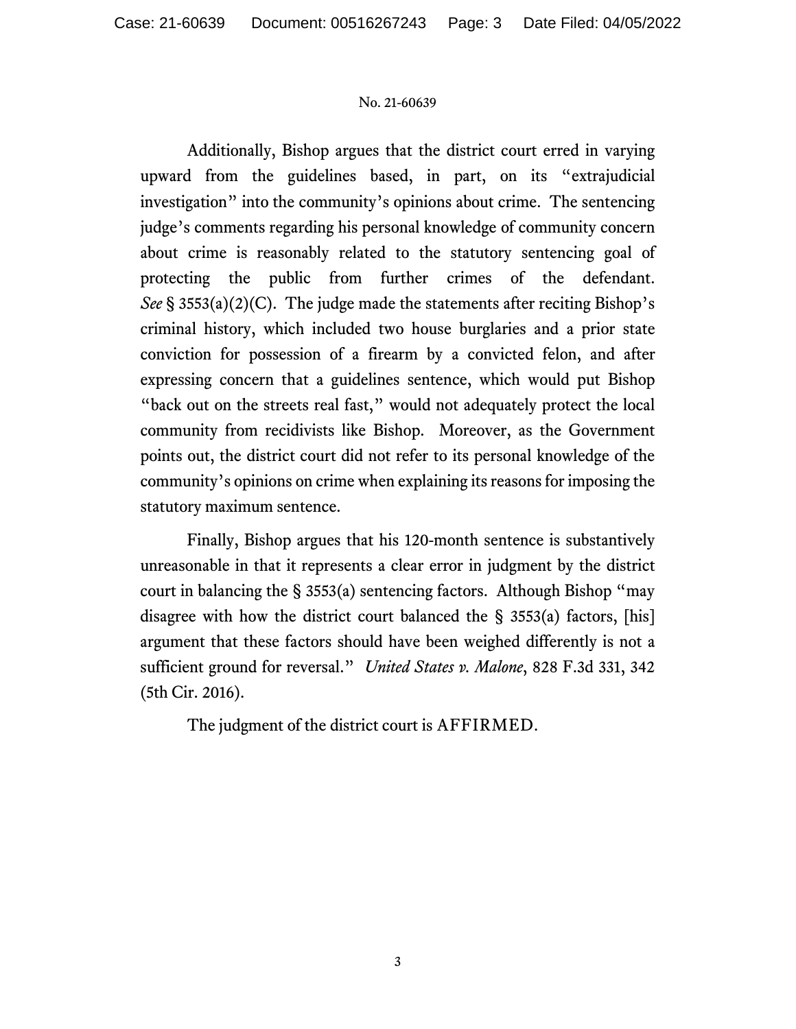Additionally, Bishop argues that the district court erred in varying upward from the guidelines based, in part, on its "extrajudicial investigation" into the community's opinions about crime. The sentencing judge's comments regarding his personal knowledge of community concern about crime is reasonably related to the statutory sentencing goal of protecting the public from further crimes of the defendant. *See* § 3553(a)(2)(C). The judge made the statements after reciting Bishop's criminal history, which included two house burglaries and a prior state conviction for possession of a firearm by a convicted felon, and after expressing concern that a guidelines sentence, which would put Bishop "back out on the streets real fast," would not adequately protect the local community from recidivists like Bishop. Moreover, as the Government points out, the district court did not refer to its personal knowledge of the community's opinions on crime when explaining its reasons for imposing the statutory maximum sentence.

Finally, Bishop argues that his 120-month sentence is substantively unreasonable in that it represents a clear error in judgment by the district court in balancing the § 3553(a) sentencing factors. Although Bishop "may disagree with how the district court balanced the § 3553(a) factors, [his] argument that these factors should have been weighed differently is not a sufficient ground for reversal." *United States v. Malone*, 828 F.3d 331, 342 (5th Cir. 2016).

The judgment of the district court is AFFIRMED.